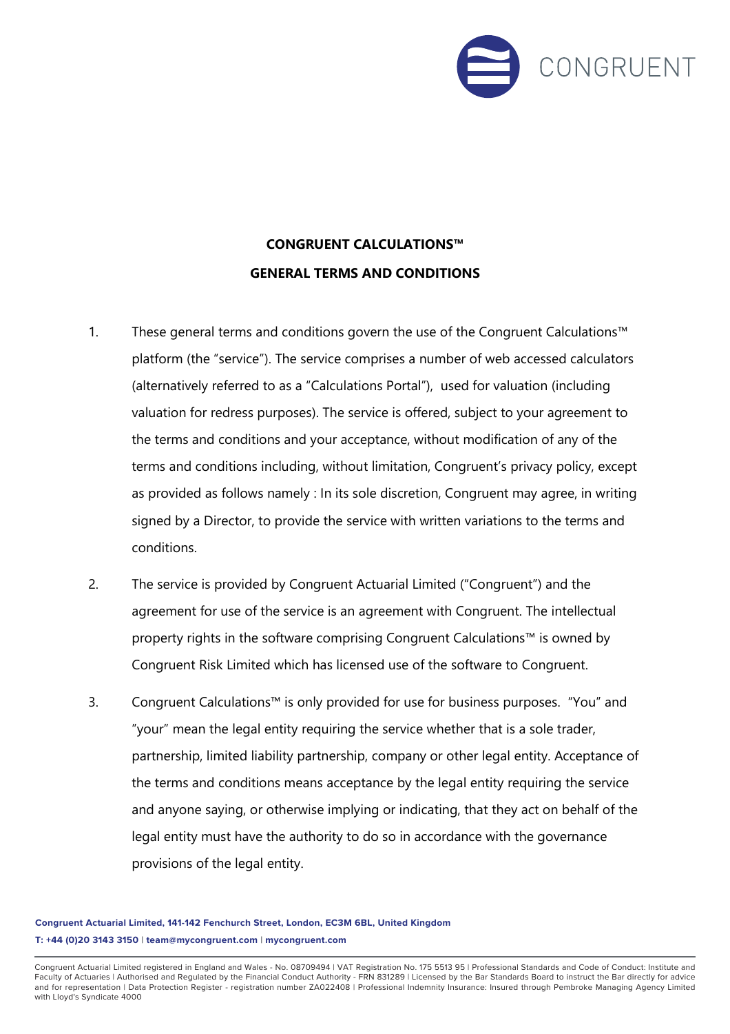# CONGRUENT CALCULATIONS™

## GENERAL TERMS AND CONDITIONS

1. These general terms and conditions govern the use of the Congruent Calculations™ platform (the "service"). The service comprises a number of web accessed calculators (alternatively referred to as a "Calculations Portal"), used for valuation (including valuation for redress purposes). The service is offered, subject to your agreement to the terms and conditions and your acceptance, without modification of any of the terms and conditions including, without limitation, Congruent's privacy policy, except as provided as follows namely : In its sole discretion, Congruent may agree, in writing signed by a Director, to provide the service with written variations to the terms and conditions.

2. The service is provided by Congruent Actuarial Limited ("Congruent") and the agreement for use of the service is an agreement with Congruent. The intellectual property rights in the software comprising Congruent Calculations™ is owned by Congruent Risk Limited which has licensed use of the software to Congruent.

3. Congruent Calculations™ is only provided for use for business purposes. "You" and "your" mean the legal entity requiring the service whether that is a sole trader, partnership, limited liability partnership, company or other legal entity. Acceptance of the terms and conditions means acceptance by the legal entity requiring the service and anyone saying, or otherwise implying or indicating, that they act on behalf of the legal entity must have the authority to do so in accordance with the governance provisions of the legal entity.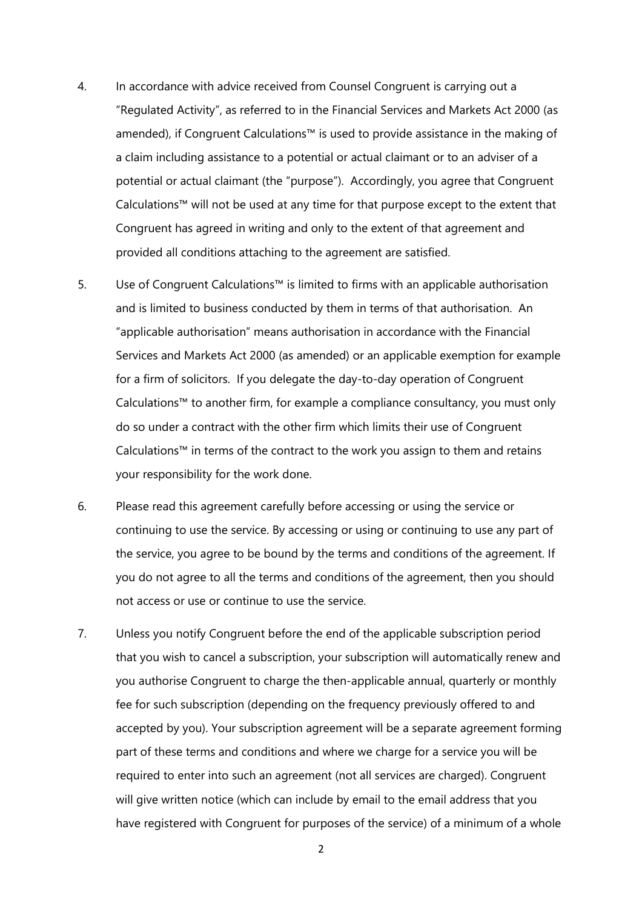4. In accordance with advice received from Counsel Congruent is carrying out a "Regulated Activity", as referred to in the Financial Services and Markets Act 2000 (as amended), if Congruent Calculations™ is used to provide assistance in the making of a claim including assistance to a potential or actual claimant or to an adviser of a potential or actual claimant (the "purpose"). Accordingly, you agree that Congruent Calculations™ will not be used at any time for that purpose except to the extent that Congruent has agreed in writing and only to the extent of that agreement and provided all conditions attaching to the agreement are satisfied.

5. Use of Congruent Calculations™ is limited to firms with an applicable authorisation and is limited to business conducted by them in terms of that authorisation. An "applicable authorisation" means authorisation in accordance with the Financial Services and Markets Act 2000 (as amended) or an applicable exemption for example for a firm of solicitors. If you delegate the day-to-day operation of Congruent Calculations™ to another firm, for example a compliance consultancy, you must only do so under a contract with the other firm which limits their use of Congruent Calculations™ in terms of the contract to the work you assign to them and retains your responsibility for the work done.

6. Please read this agreement carefully before accessing or using the service or continuing to use the service. By accessing or using or continuing to use any part of the service, you agree to be bound by the terms and conditions of the agreement. If you do not agree to all the terms and conditions of the agreement, then you should not access or use or continue to use the service.

7. Unless you notify Congruent before the end of the applicable subscription period that you wish to cancel a subscription, your subscription will automatically renew and you authorise Congruent to charge the then-applicable annual, quarterly or monthly fee for such subscription (depending on the frequency previously offered to and accepted by you). Your subscription agreement will be a separate agreement forming part of these terms and conditions and where we charge for a service you will be required to enter into such an agreement (not all services are charged). Congruent will give written notice (which can include by email to the email address that you have registered with Congruent for purposes of the service) of a minimum of a whole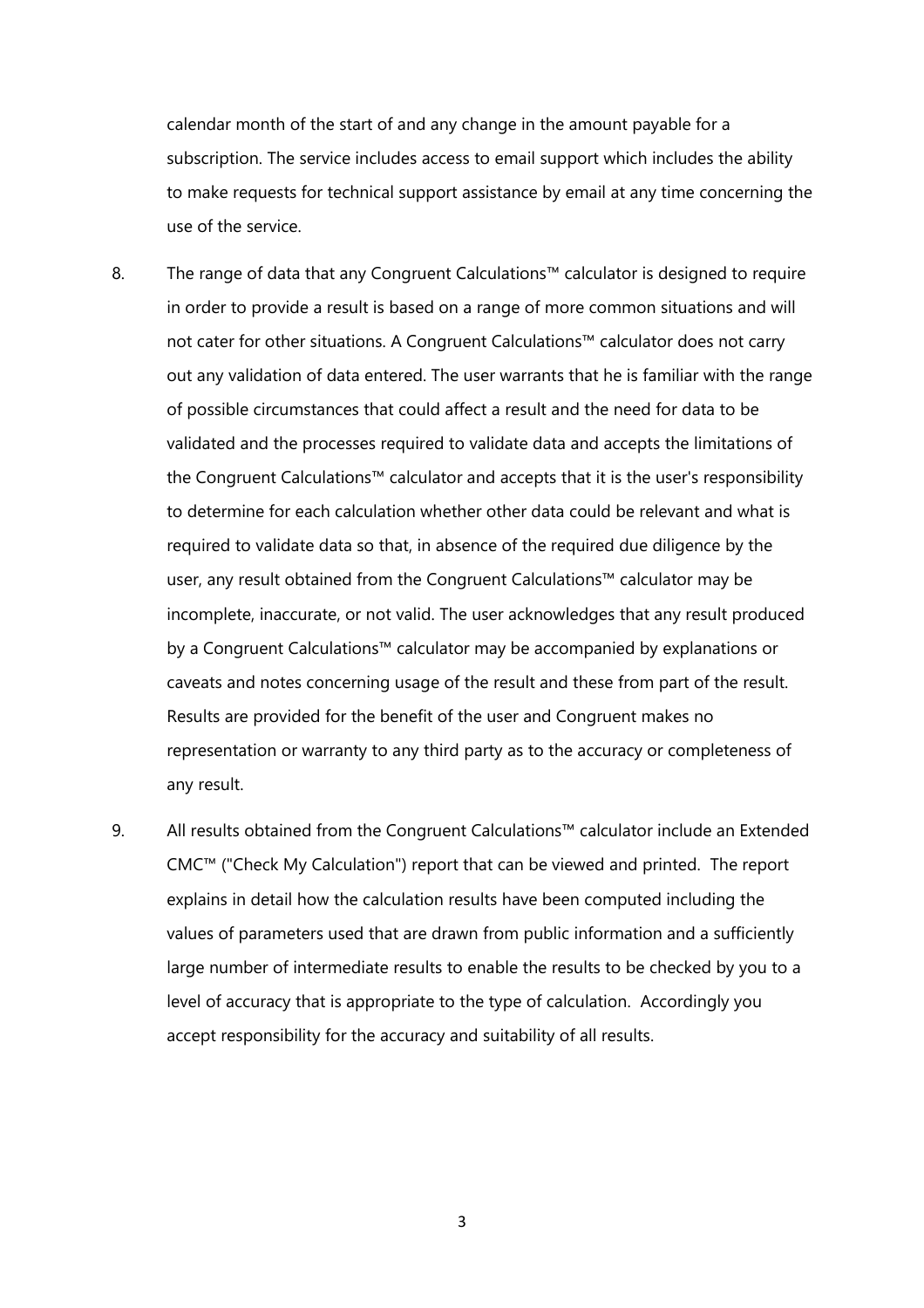calendar month of the start of and any change in the amount payable for a subscription. The service includes access to email support which includes the ability to make requests for technical support assistance by email at any time concerning the use of the service.

8. The range of data that any Congruent Calculations™ calculator is designed to require in order to provide a result is based on a range of more common situations and will not cater for other situations. A Congruent Calculations™ calculator does not carry out any validation of data entered. The user warrants that he is familiar with the range of possible circumstances that could affect a result and the need for data to be validated and the processes required to validate data and accepts the limitations of the Congruent Calculations™ calculator and accepts that it is the user's responsibility to determine for each calculation whether other data could be relevant and what is required to validate data so that, in absence of the required due diligence by the user, any result obtained from the Congruent Calculations™ calculator may be incomplete, inaccurate, or not valid. The user acknowledges that any result produced by a Congruent Calculations™ calculator may be accompanied by explanations or caveats and notes concerning usage of the result and these from part of the result. Results are provided for the benefit of the user and Congruent makes no representation or warranty to any third party as to the accuracy or completeness of any result.

9. All results obtained from the Congruent Calculations™ calculator include an Extended CMC™ ("Check My Calculation") report that can be viewed and printed. The report explains in detail how the calculation results have been computed including the values of parameters used that are drawn from public information and a sufficiently large number of intermediate results to enable the results to be checked by you to a level of accuracy that is appropriate to the type of calculation. Accordingly you accept responsibility for the accuracy and suitability of all results.